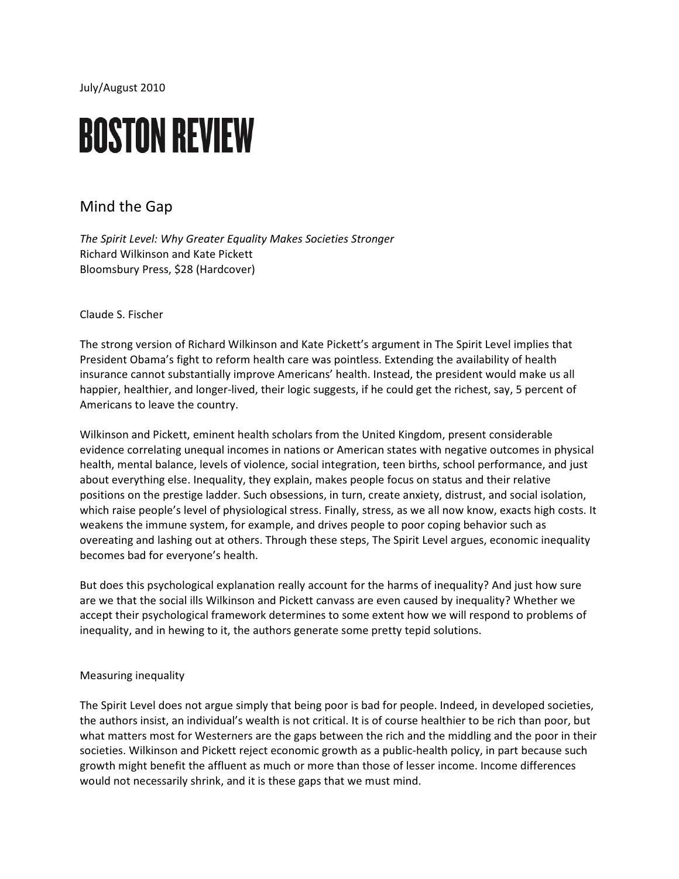July/August 2010

# BOSTON REVIEW

## Mind the Gap

*The Spirit Level: Why Greater Equality Makes Societies Stronger*
Richard Wilkinson and Kate Pickett
Bloomsbury Press, $28 (Hardcover)

Claude S. Fischer

The strong version of Richard Wilkinson and Kate Pickett's argument in The Spirit Level implies that President Obama's fight to reform health care was pointless. Extending the availability of health insurance cannot substantially improve Americans' health. Instead, the president would make us all happier, healthier, and longer-lived, their logic suggests, if he could get the richest, say, 5 percent of Americans to leave the country.

Wilkinson and Pickett, eminent health scholars from the United Kingdom, present considerable evidence correlating unequal incomes in nations or American states with negative outcomes in physical health, mental balance, levels of violence, social integration, teen births, school performance, and just about everything else. Inequality, they explain, makes people focus on status and their relative positions on the prestige ladder. Such obsessions, in turn, create anxiety, distrust, and social isolation, which raise people's level of physiological stress. Finally, stress, as we all now know, exacts high costs. It weakens the immune system, for example, and drives people to poor coping behavior such as overeating and lashing out at others. Through these steps, The Spirit Level argues, economic inequality becomes bad for everyone's health.

But does this psychological explanation really account for the harms of inequality? And just how sure are we that the social ills Wilkinson and Pickett canvass are even caused by inequality? Whether we accept their psychological framework determines to some extent how we will respond to problems of inequality, and in hewing to it, the authors generate some pretty tepid solutions.

### Measuring inequality

The Spirit Level does not argue simply that being poor is bad for people. Indeed, in developed societies, the authors insist, an individual's wealth is not critical. It is of course healthier to be rich than poor, but what matters most for Westerners are the gaps between the rich and the middling and the poor in their societies. Wilkinson and Pickett reject economic growth as a public-health policy, in part because such growth might benefit the affluent as much or more than those of lesser income. Income differences would not necessarily shrink, and it is these gaps that we must mind.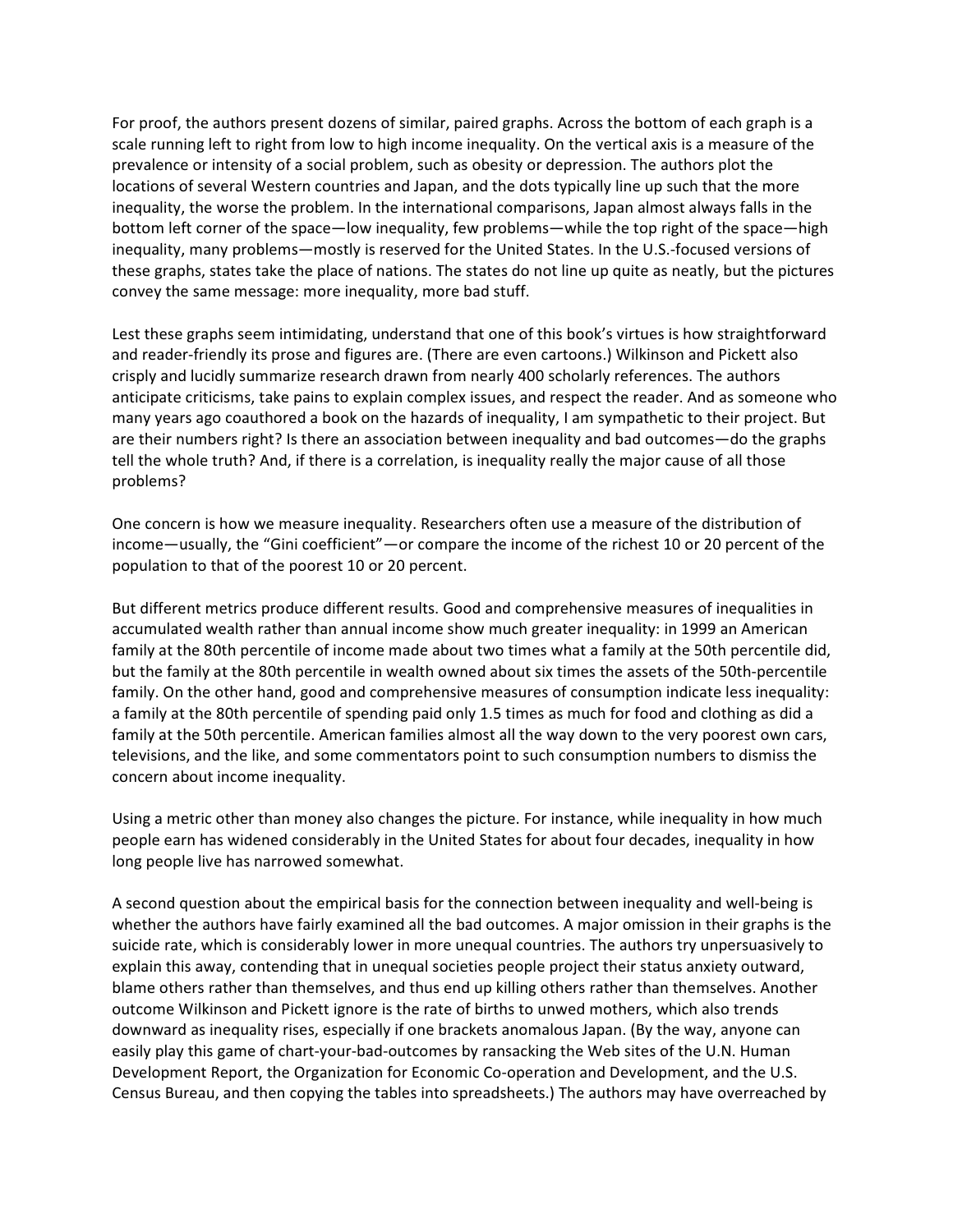For proof, the authors present dozens of similar, paired graphs. Across the bottom of each graph is a scale running left to right from low to high income inequality. On the vertical axis is a measure of the prevalence or intensity of a social problem, such as obesity or depression. The authors plot the locations of several Western countries and Japan, and the dots typically line up such that the more inequality, the worse the problem. In the international comparisons, Japan almost always falls in the bottom left corner of the space—low inequality, few problems—while the top right of the space—high inequality, many problems—mostly is reserved for the United States. In the U.S.-focused versions of these graphs, states take the place of nations. The states do not line up quite as neatly, but the pictures convey the same message: more inequality, more bad stuff.

Lest these graphs seem intimidating, understand that one of this book's virtues is how straightforward and reader-friendly its prose and figures are. (There are even cartoons.) Wilkinson and Pickett also crisply and lucidly summarize research drawn from nearly 400 scholarly references. The authors anticipate criticisms, take pains to explain complex issues, and respect the reader. And as someone who many years ago coauthored a book on the hazards of inequality, I am sympathetic to their project. But are their numbers right? Is there an association between inequality and bad outcomes—do the graphs tell the whole truth? And, if there is a correlation, is inequality really the major cause of all those problems?

One concern is how we measure inequality. Researchers often use a measure of the distribution of income—usually, the "Gini coefficient"—or compare the income of the richest 10 or 20 percent of the population to that of the poorest 10 or 20 percent.

But different metrics produce different results. Good and comprehensive measures of inequalities in accumulated wealth rather than annual income show much greater inequality: in 1999 an American family at the 80th percentile of income made about two times what a family at the 50th percentile did, but the family at the 80th percentile in wealth owned about six times the assets of the 50th-percentile family. On the other hand, good and comprehensive measures of consumption indicate less inequality: a family at the 80th percentile of spending paid only 1.5 times as much for food and clothing as did a family at the 50th percentile. American families almost all the way down to the very poorest own cars, televisions, and the like, and some commentators point to such consumption numbers to dismiss the concern about income inequality.

Using a metric other than money also changes the picture. For instance, while inequality in how much people earn has widened considerably in the United States for about four decades, inequality in how long people live has narrowed somewhat.

A second question about the empirical basis for the connection between inequality and well-being is whether the authors have fairly examined all the bad outcomes. A major omission in their graphs is the suicide rate, which is considerably lower in more unequal countries. The authors try unpersuasively to explain this away, contending that in unequal societies people project their status anxiety outward, blame others rather than themselves, and thus end up killing others rather than themselves. Another outcome Wilkinson and Pickett ignore is the rate of births to unwed mothers, which also trends downward as inequality rises, especially if one brackets anomalous Japan. (By the way, anyone can easily play this game of chart-your-bad-outcomes by ransacking the Web sites of the U.N. Human Development Report, the Organization for Economic Co-operation and Development, and the U.S. Census Bureau, and then copying the tables into spreadsheets.) The authors may have overreached by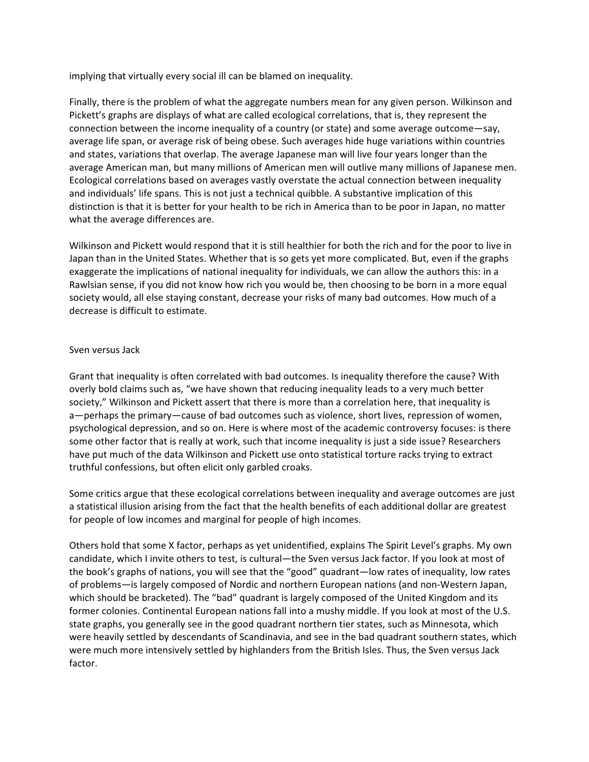implying that virtually every social ill can be blamed on inequality.

Finally, there is the problem of what the aggregate numbers mean for any given person. Wilkinson and Pickett's graphs are displays of what are called ecological correlations, that is, they represent the connection between the income inequality of a country (or state) and some average outcome—say, average life span, or average risk of being obese. Such averages hide huge variations within countries and states, variations that overlap. The average Japanese man will live four years longer than the average American man, but many millions of American men will outlive many millions of Japanese men. Ecological correlations based on averages vastly overstate the actual connection between inequality and individuals' life spans. This is not just a technical quibble. A substantive implication of this distinction is that it is better for your health to be rich in America than to be poor in Japan, no matter what the average differences are.

Wilkinson and Pickett would respond that it is still healthier for both the rich and for the poor to live in Japan than in the United States. Whether that is so gets yet more complicated. But, even if the graphs exaggerate the implications of national inequality for individuals, we can allow the authors this: in a Rawlsian sense, if you did not know how rich you would be, then choosing to be born in a more equal society would, all else staying constant, decrease your risks of many bad outcomes. How much of a decrease is difficult to estimate.

## Sven versus Jack

Grant that inequality is often correlated with bad outcomes. Is inequality therefore the cause? With overly bold claims such as, "we have shown that reducing inequality leads to a very much better society," Wilkinson and Pickett assert that there is more than a correlation here, that inequality is a—perhaps the primary—cause of bad outcomes such as violence, short lives, repression of women, psychological depression, and so on. Here is where most of the academic controversy focuses: is there some other factor that is really at work, such that income inequality is just a side issue? Researchers have put much of the data Wilkinson and Pickett use onto statistical torture racks trying to extract truthful confessions, but often elicit only garbled croaks.

Some critics argue that these ecological correlations between inequality and average outcomes are just a statistical illusion arising from the fact that the health benefits of each additional dollar are greatest for people of low incomes and marginal for people of high incomes.

Others hold that some X factor, perhaps as yet unidentified, explains The Spirit Level's graphs. My own candidate, which I invite others to test, is cultural—the Sven versus Jack factor. If you look at most of the book's graphs of nations, you will see that the "good" quadrant—low rates of inequality, low rates of problems—is largely composed of Nordic and northern European nations (and non-Western Japan, which should be bracketed). The "bad" quadrant is largely composed of the United Kingdom and its former colonies. Continental European nations fall into a mushy middle. If you look at most of the U.S. state graphs, you generally see in the good quadrant northern tier states, such as Minnesota, which were heavily settled by descendants of Scandinavia, and see in the bad quadrant southern states, which were much more intensively settled by highlanders from the British Isles. Thus, the Sven versus Jack factor.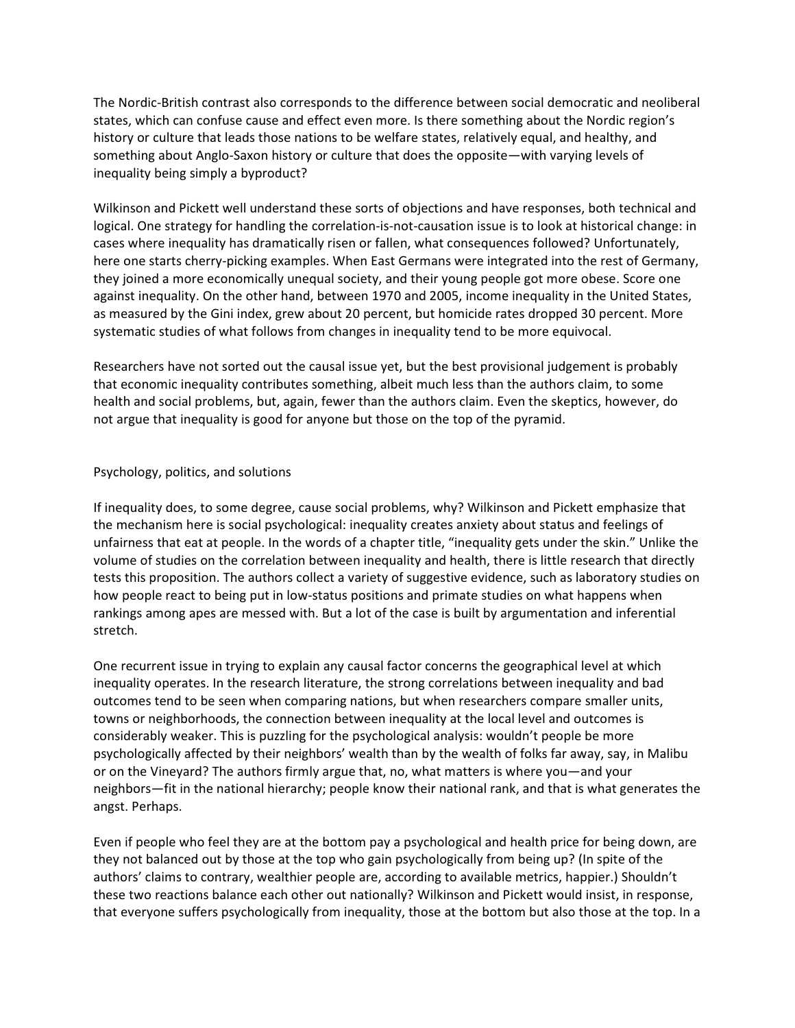The Nordic-British contrast also corresponds to the difference between social democratic and neoliberal states, which can confuse cause and effect even more. Is there something about the Nordic region's history or culture that leads those nations to be welfare states, relatively equal, and healthy, and something about Anglo-Saxon history or culture that does the opposite—with varying levels of inequality being simply a byproduct?

Wilkinson and Pickett well understand these sorts of objections and have responses, both technical and logical. One strategy for handling the correlation-is-not-causation issue is to look at historical change: in cases where inequality has dramatically risen or fallen, what consequences followed? Unfortunately, here one starts cherry-picking examples. When East Germans were integrated into the rest of Germany, they joined a more economically unequal society, and their young people got more obese. Score one against inequality. On the other hand, between 1970 and 2005, income inequality in the United States, as measured by the Gini index, grew about 20 percent, but homicide rates dropped 30 percent. More systematic studies of what follows from changes in inequality tend to be more equivocal.

Researchers have not sorted out the causal issue yet, but the best provisional judgement is probably that economic inequality contributes something, albeit much less than the authors claim, to some health and social problems, but, again, fewer than the authors claim. Even the skeptics, however, do not argue that inequality is good for anyone but those on the top of the pyramid.

## Psychology, politics, and solutions

If inequality does, to some degree, cause social problems, why? Wilkinson and Pickett emphasize that the mechanism here is social psychological: inequality creates anxiety about status and feelings of unfairness that eat at people. In the words of a chapter title, "inequality gets under the skin." Unlike the volume of studies on the correlation between inequality and health, there is little research that directly tests this proposition. The authors collect a variety of suggestive evidence, such as laboratory studies on how people react to being put in low-status positions and primate studies on what happens when rankings among apes are messed with. But a lot of the case is built by argumentation and inferential stretch.

One recurrent issue in trying to explain any causal factor concerns the geographical level at which inequality operates. In the research literature, the strong correlations between inequality and bad outcomes tend to be seen when comparing nations, but when researchers compare smaller units, towns or neighborhoods, the connection between inequality at the local level and outcomes is considerably weaker. This is puzzling for the psychological analysis: wouldn't people be more psychologically affected by their neighbors' wealth than by the wealth of folks far away, say, in Malibu or on the Vineyard? The authors firmly argue that, no, what matters is where you—and your neighbors—fit in the national hierarchy; people know their national rank, and that is what generates the angst. Perhaps.

Even if people who feel they are at the bottom pay a psychological and health price for being down, are they not balanced out by those at the top who gain psychologically from being up? (In spite of the authors' claims to contrary, wealthier people are, according to available metrics, happier.) Shouldn't these two reactions balance each other out nationally? Wilkinson and Pickett would insist, in response, that everyone suffers psychologically from inequality, those at the bottom but also those at the top. In a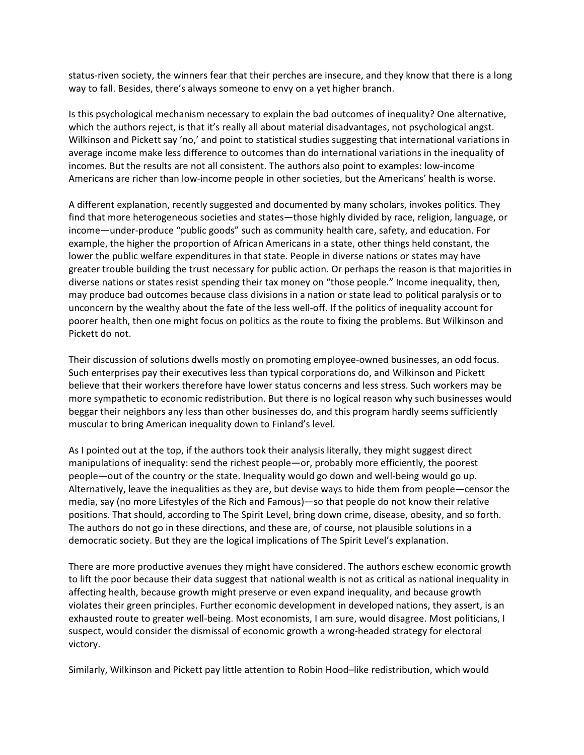status-riven society, the winners fear that their perches are insecure, and they know that there is a long way to fall. Besides, there's always someone to envy on a yet higher branch.

Is this psychological mechanism necessary to explain the bad outcomes of inequality? One alternative, which the authors reject, is that it's really all about material disadvantages, not psychological angst. Wilkinson and Pickett say 'no,' and point to statistical studies suggesting that international variations in average income make less difference to outcomes than do international variations in the inequality of incomes. But the results are not all consistent. The authors also point to examples: low-income Americans are richer than low-income people in other societies, but the Americans' health is worse.

A different explanation, recently suggested and documented by many scholars, invokes politics. They find that more heterogeneous societies and states—those highly divided by race, religion, language, or income—under-produce "public goods" such as community health care, safety, and education. For example, the higher the proportion of African Americans in a state, other things held constant, the lower the public welfare expenditures in that state. People in diverse nations or states may have greater trouble building the trust necessary for public action. Or perhaps the reason is that majorities in diverse nations or states resist spending their tax money on "those people." Income inequality, then, may produce bad outcomes because class divisions in a nation or state lead to political paralysis or to unconcern by the wealthy about the fate of the less well-off. If the politics of inequality account for poorer health, then one might focus on politics as the route to fixing the problems. But Wilkinson and Pickett do not.

Their discussion of solutions dwells mostly on promoting employee-owned businesses, an odd focus. Such enterprises pay their executives less than typical corporations do, and Wilkinson and Pickett believe that their workers therefore have lower status concerns and less stress. Such workers may be more sympathetic to economic redistribution. But there is no logical reason why such businesses would beggar their neighbors any less than other businesses do, and this program hardly seems sufficiently muscular to bring American inequality down to Finland's level.

As I pointed out at the top, if the authors took their analysis literally, they might suggest direct manipulations of inequality: send the richest people—or, probably more efficiently, the poorest people—out of the country or the state. Inequality would go down and well-being would go up. Alternatively, leave the inequalities as they are, but devise ways to hide them from people—censor the media, say (no more Lifestyles of the Rich and Famous)—so that people do not know their relative positions. That should, according to The Spirit Level, bring down crime, disease, obesity, and so forth. The authors do not go in these directions, and these are, of course, not plausible solutions in a democratic society. But they are the logical implications of The Spirit Level's explanation.

There are more productive avenues they might have considered. The authors eschew economic growth to lift the poor because their data suggest that national wealth is not as critical as national inequality in affecting health, because growth might preserve or even expand inequality, and because growth violates their green principles. Further economic development in developed nations, they assert, is an exhausted route to greater well-being. Most economists, I am sure, would disagree. Most politicians, I suspect, would consider the dismissal of economic growth a wrong-headed strategy for electoral victory.

Similarly, Wilkinson and Pickett pay little attention to Robin Hood–like redistribution, which would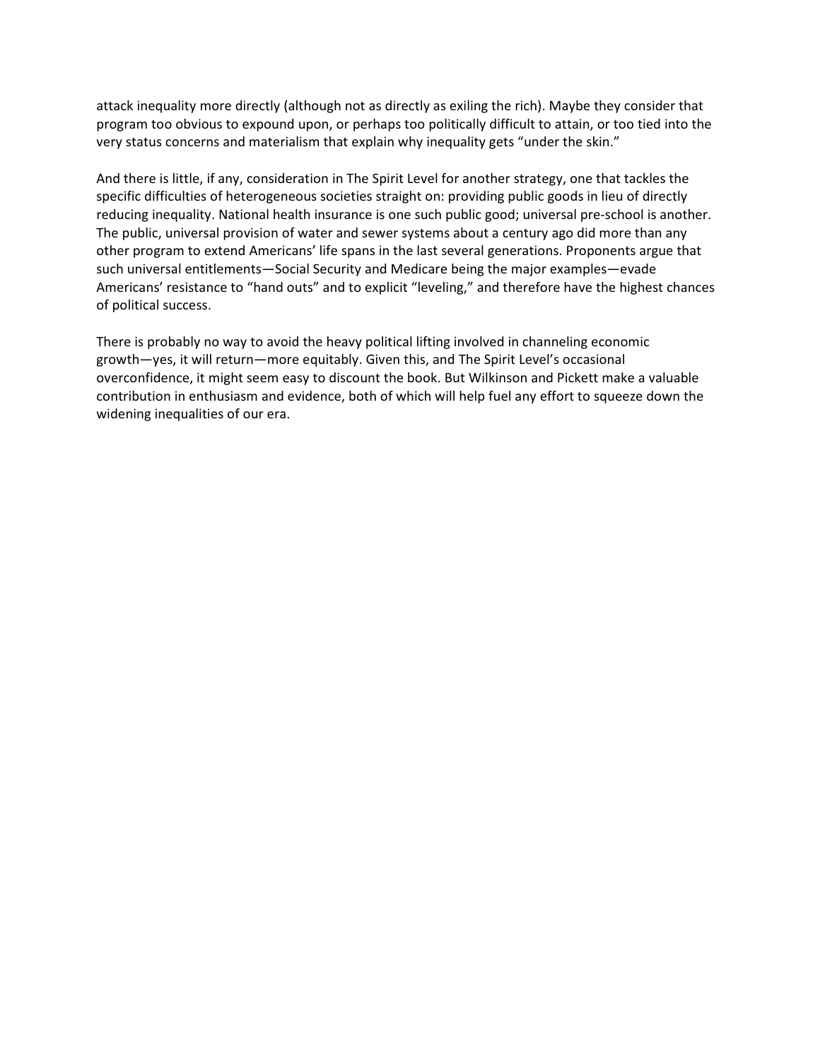attack inequality more directly (although not as directly as exiling the rich). Maybe they consider that program too obvious to expound upon, or perhaps too politically difficult to attain, or too tied into the very status concerns and materialism that explain why inequality gets "under the skin."

And there is little, if any, consideration in The Spirit Level for another strategy, one that tackles the specific difficulties of heterogeneous societies straight on: providing public goods in lieu of directly reducing inequality. National health insurance is one such public good; universal pre-school is another. The public, universal provision of water and sewer systems about a century ago did more than any other program to extend Americans' life spans in the last several generations. Proponents argue that such universal entitlements—Social Security and Medicare being the major examples—evade Americans' resistance to "hand outs" and to explicit "leveling," and therefore have the highest chances of political success.

There is probably no way to avoid the heavy political lifting involved in channeling economic growth—yes, it will return—more equitably. Given this, and The Spirit Level's occasional overconfidence, it might seem easy to discount the book. But Wilkinson and Pickett make a valuable contribution in enthusiasm and evidence, both of which will help fuel any effort to squeeze down the widening inequalities of our era.